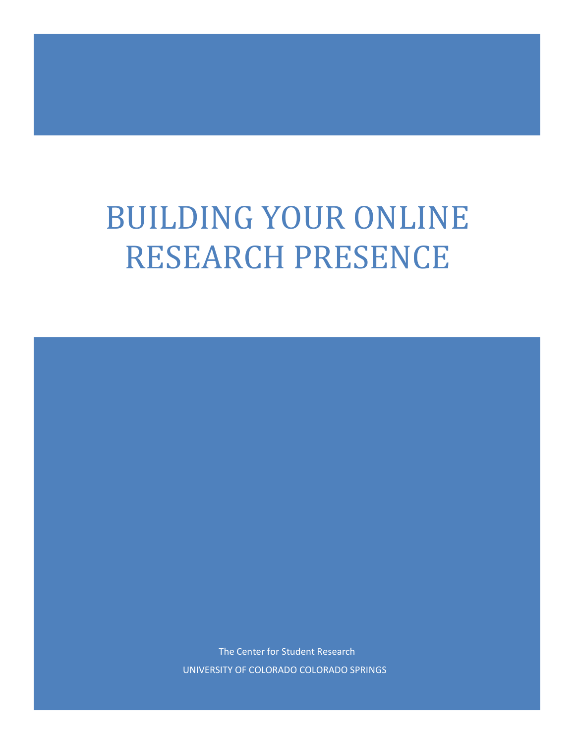# BUILDING YOUR ONLINE RESEARCH PRESENCE

The Center for Student Research

UNIVERSITY OF COLORADO COLORADO SPRINGS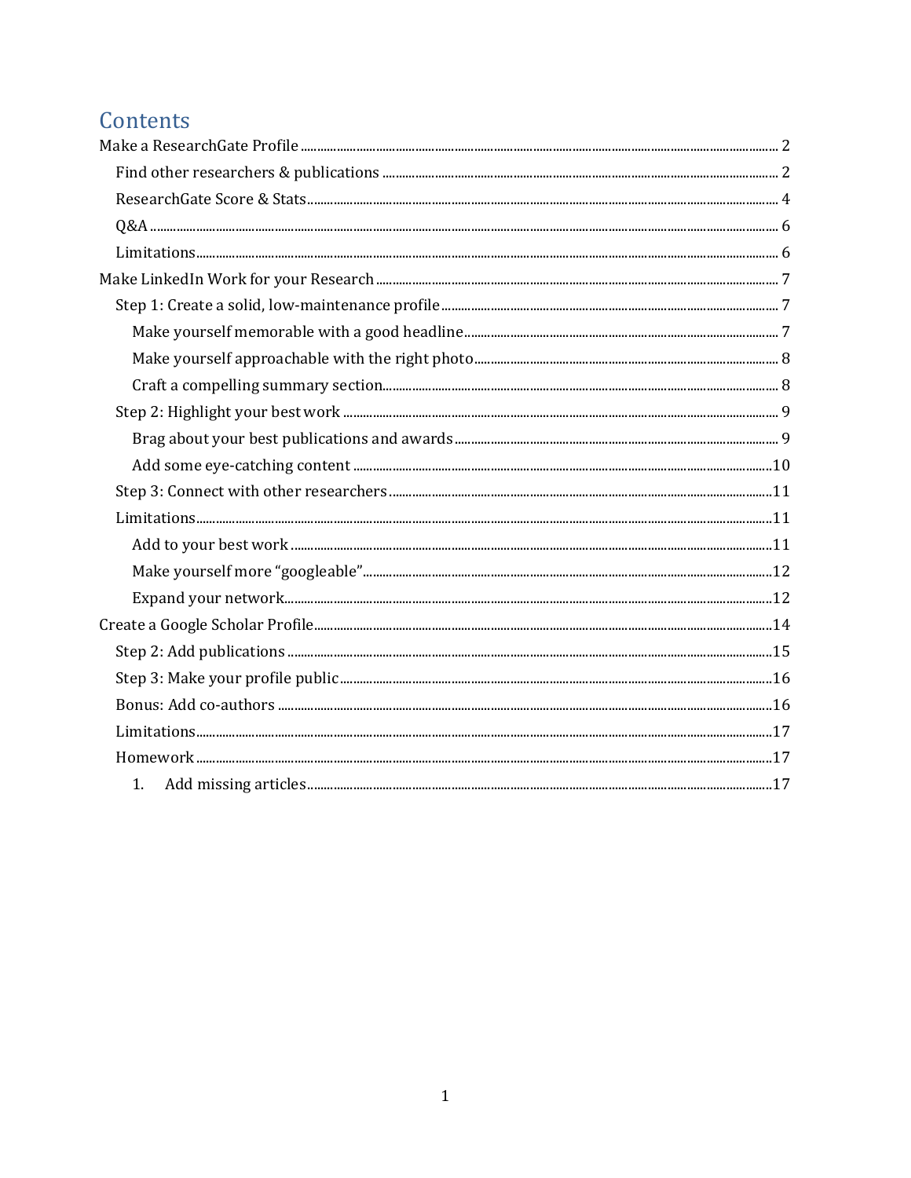# Contents

- Make a ResearchGate Profile ..... 2
  - Find other researchers & publications ..... 2
  - ResearchGate Score & Stats ..... 4
  - Q&A ..... 6
  - Limitations ..... 6
- Make LinkedIn Work for your Research ..... 7
  - Step 1: Create a solid, low-maintenance profile ..... 7
    - Make yourself memorable with a good headline ..... 7
    - Make yourself approachable with the right photo ..... 8
    - Craft a compelling summary section ..... 8
  - Step 2: Highlight your best work ..... 9
    - Brag about your best publications and awards ..... 9
    - Add some eye-catching content ..... 10
  - Step 3: Connect with other researchers ..... 11
  - Limitations ..... 11
    - Add to your best work ..... 11
    - Make yourself more "googleable" ..... 12
    - Expand your network ..... 12
- Create a Google Scholar Profile ..... 14
  - Step 2: Add publications ..... 15
  - Step 3: Make your profile public ..... 16
  - Bonus: Add co-authors ..... 16
  - Limitations ..... 17
  - Homework ..... 17
    1. Add missing articles ..... 17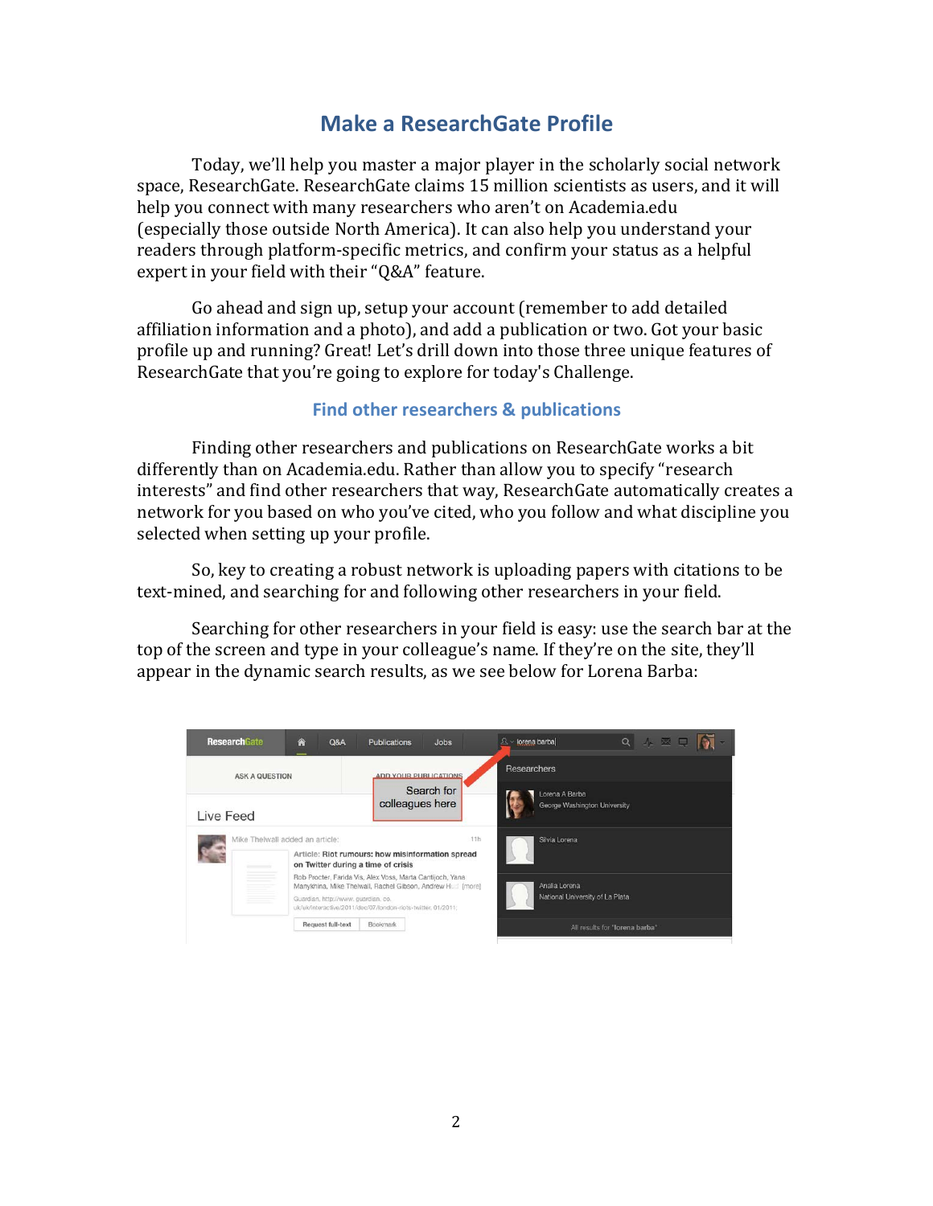# Make a ResearchGate Profile

Today, we'll help you master a major player in the scholarly social network space, ResearchGate. ResearchGate claims 15 million scientists as users, and it will help you connect with many researchers who aren't on Academia.edu (especially those outside North America). It can also help you understand your readers through platform-specific metrics, and confirm your status as a helpful expert in your field with their "Q&A" feature.

Go ahead and sign up, setup your account (remember to add detailed affiliation information and a photo), and add a publication or two. Got your basic profile up and running? Great! Let's drill down into those three unique features of ResearchGate that you're going to explore for today's Challenge.

## Find other researchers & publications

Finding other researchers and publications on ResearchGate works a bit differently than on Academia.edu. Rather than allow you to specify "research interests" and find other researchers that way, ResearchGate automatically creates a network for you based on who you've cited, who you follow and what discipline you selected when setting up your profile.

So, key to creating a robust network is uploading papers with citations to be text-mined, and searching for and following other researchers in your field.

Searching for other researchers in your field is easy: use the search bar at the top of the screen and type in your colleague's name. If they're on the site, they'll appear in the dynamic search results, as we see below for Lorena Barba: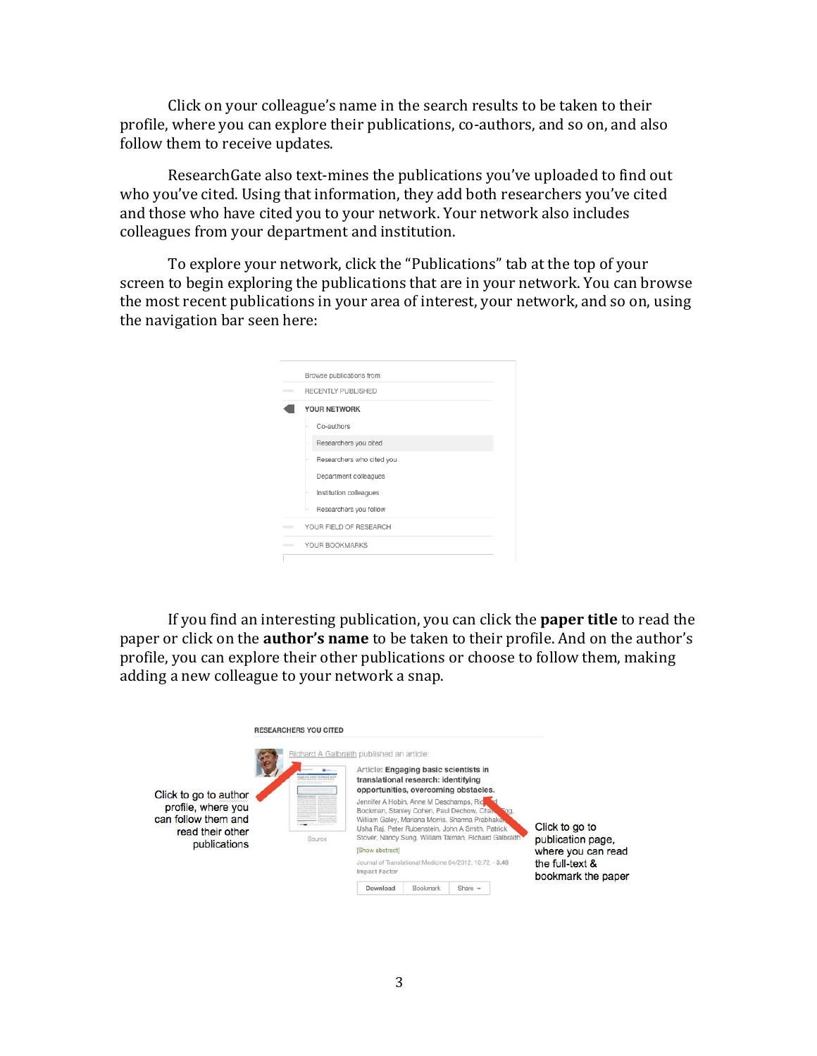Click on your colleague's name in the search results to be taken to their profile, where you can explore their publications, co-authors, and so on, and also follow them to receive updates.

ResearchGate also text-mines the publications you've uploaded to find out who you've cited. Using that information, they add both researchers you've cited and those who have cited you to your network. Your network also includes colleagues from your department and institution.

To explore your network, click the "Publications" tab at the top of your screen to begin exploring the publications that are in your network. You can browse the most recent publications in your area of interest, your network, and so on, using the navigation bar seen here:

Browse publications from

RECENTLY PUBLISHED

YOUR NETWORK

- Co-authors
- Researchers you cited
- Researchers who cited you
- Department colleagues
- Institution colleagues
- Researchers you follow

YOUR FIELD OF RESEARCH

YOUR BOOKMARKS

If you find an interesting publication, you can click the **paper title** to read the paper or click on the **author's name** to be taken to their profile. And on the author's profile, you can explore their other publications or choose to follow them, making adding a new colleague to your network a snap.

RESEARCHERS YOU CITED

Richard A Galbraith published an article:

Article: **Engaging basic scientists in translational research: identifying opportunities, overcoming obstacles.**

Jennifer A Hobin, Anne M Deschamps, Richard Bockman, Stanley Cohen, Paul Dechow, Charles Eng, William Galey, Mariana Morris, Sharma Prabhakar, Usha Raj, Peter Rubenstein, John A Smith, Patrick Stover, Nancy Sung, William Talman, Richard Galbraith

[Show abstract]

Journal of Translational Medicine 04/2012; 10:72. · 3.46 Impact Factor

Source

Download | Bookmark | Share

Click to go to author profile, where you can follow them and read their other publications

Click to go to publication page, where you can read the full-text & bookmark the paper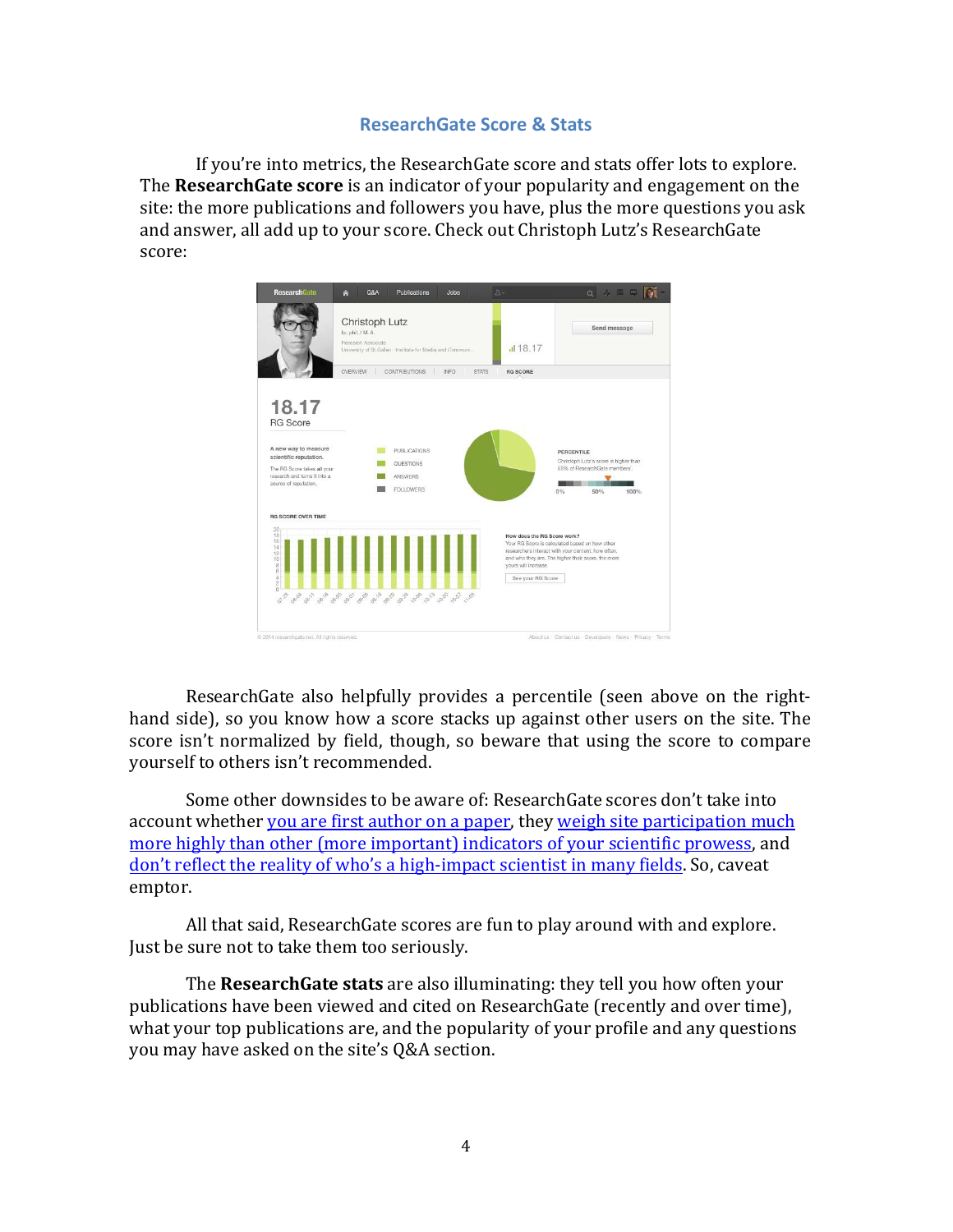## ResearchGate Score & Stats

If you're into metrics, the ResearchGate score and stats offer lots to explore. The **ResearchGate score** is an indicator of your popularity and engagement on the site: the more publications and followers you have, plus the more questions you ask and answer, all add up to your score. Check out Christoph Lutz's ResearchGate score:

ResearchGate also helpfully provides a percentile (seen above on the right-hand side), so you know how a score stacks up against other users on the site. The score isn't normalized by field, though, so beware that using the score to compare yourself to others isn't recommended.

Some other downsides to be aware of: ResearchGate scores don't take into account whether you are first author on a paper, they weigh site participation much more highly than other (more important) indicators of your scientific prowess, and don't reflect the reality of who's a high-impact scientist in many fields. So, caveat emptor.

All that said, ResearchGate scores are fun to play around with and explore. Just be sure not to take them too seriously.

The **ResearchGate stats** are also illuminating: they tell you how often your publications have been viewed and cited on ResearchGate (recently and over time), what your top publications are, and the popularity of your profile and any questions you may have asked on the site's Q&A section.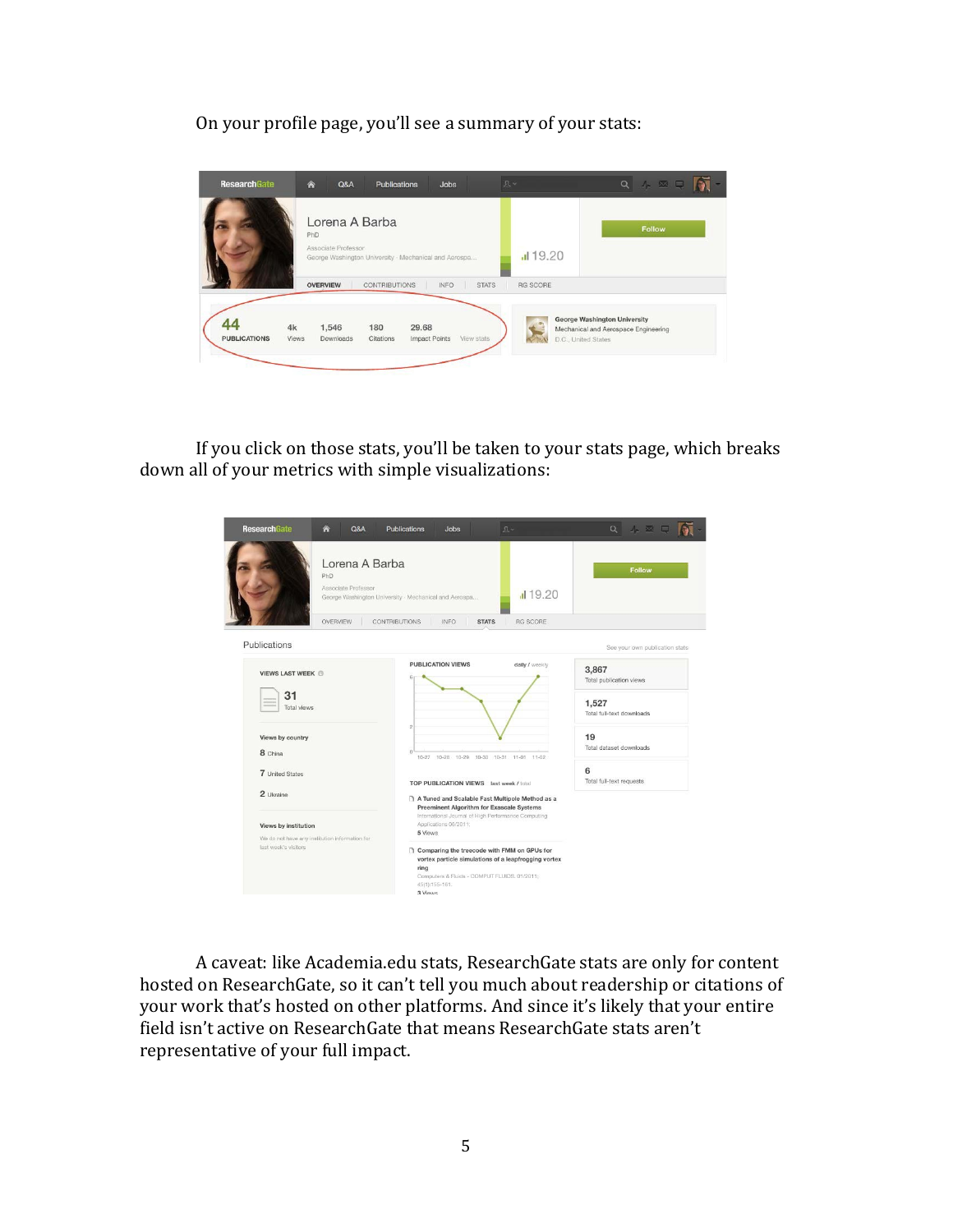On your profile page, you'll see a summary of your stats:

If you click on those stats, you'll be taken to your stats page, which breaks down all of your metrics with simple visualizations:

A caveat: like Academia.edu stats, ResearchGate stats are only for content hosted on ResearchGate, so it can't tell you much about readership or citations of your work that's hosted on other platforms. And since it's likely that your entire field isn't active on ResearchGate that means ResearchGate stats aren't representative of your full impact.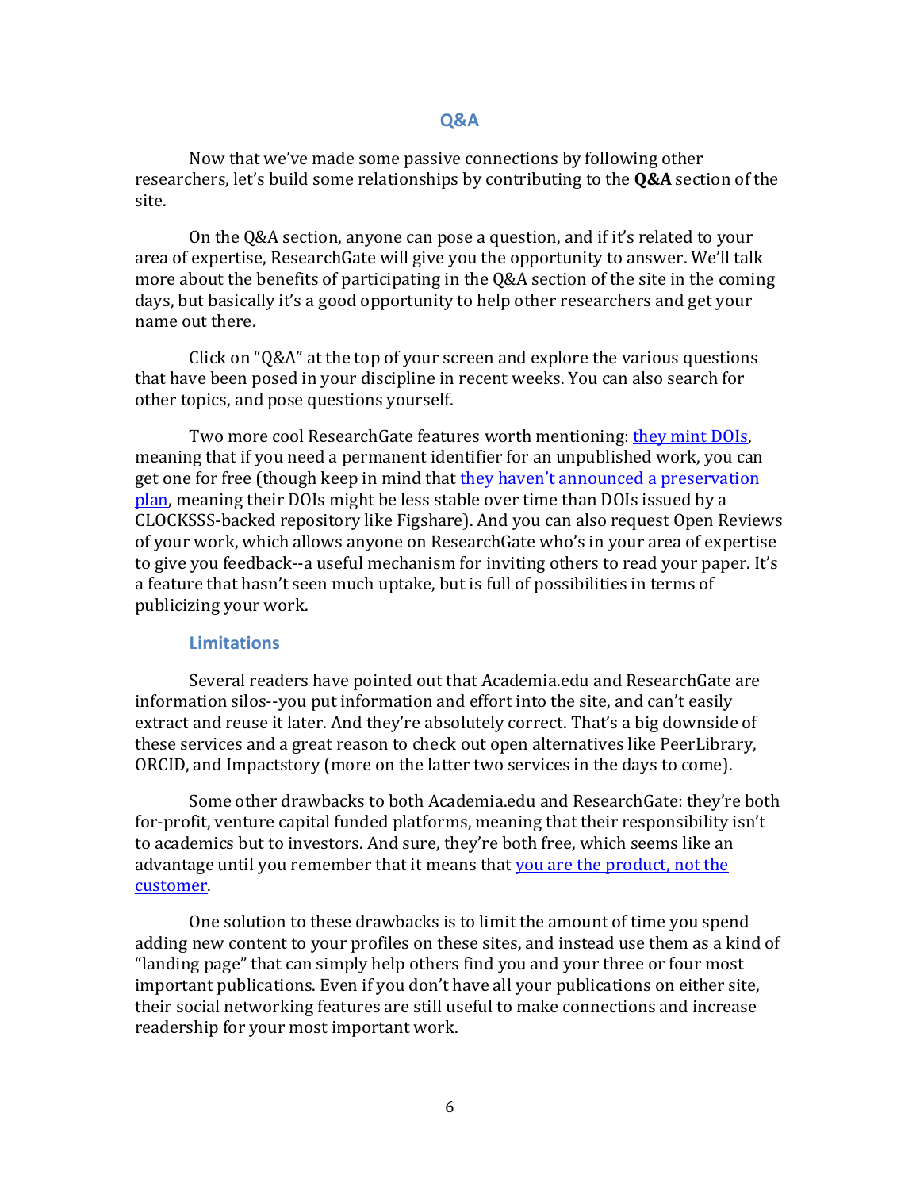## Q&A

Now that we've made some passive connections by following other researchers, let's build some relationships by contributing to the **Q&A** section of the site.

On the Q&A section, anyone can pose a question, and if it's related to your area of expertise, ResearchGate will give you the opportunity to answer. We'll talk more about the benefits of participating in the Q&A section of the site in the coming days, but basically it's a good opportunity to help other researchers and get your name out there.

Click on "Q&A" at the top of your screen and explore the various questions that have been posed in your discipline in recent weeks. You can also search for other topics, and pose questions yourself.

Two more cool ResearchGate features worth mentioning: they mint DOIs, meaning that if you need a permanent identifier for an unpublished work, you can get one for free (though keep in mind that they haven't announced a preservation plan, meaning their DOIs might be less stable over time than DOIs issued by a CLOCKSSS-backed repository like Figshare). And you can also request Open Reviews of your work, which allows anyone on ResearchGate who's in your area of expertise to give you feedback--a useful mechanism for inviting others to read your paper. It's a feature that hasn't seen much uptake, but is full of possibilities in terms of publicizing your work.

### Limitations

Several readers have pointed out that Academia.edu and ResearchGate are information silos--you put information and effort into the site, and can't easily extract and reuse it later. And they're absolutely correct. That's a big downside of these services and a great reason to check out open alternatives like PeerLibrary, ORCID, and Impactstory (more on the latter two services in the days to come).

Some other drawbacks to both Academia.edu and ResearchGate: they're both for-profit, venture capital funded platforms, meaning that their responsibility isn't to academics but to investors. And sure, they're both free, which seems like an advantage until you remember that it means that you are the product, not the customer.

One solution to these drawbacks is to limit the amount of time you spend adding new content to your profiles on these sites, and instead use them as a kind of "landing page" that can simply help others find you and your three or four most important publications. Even if you don't have all your publications on either site, their social networking features are still useful to make connections and increase readership for your most important work.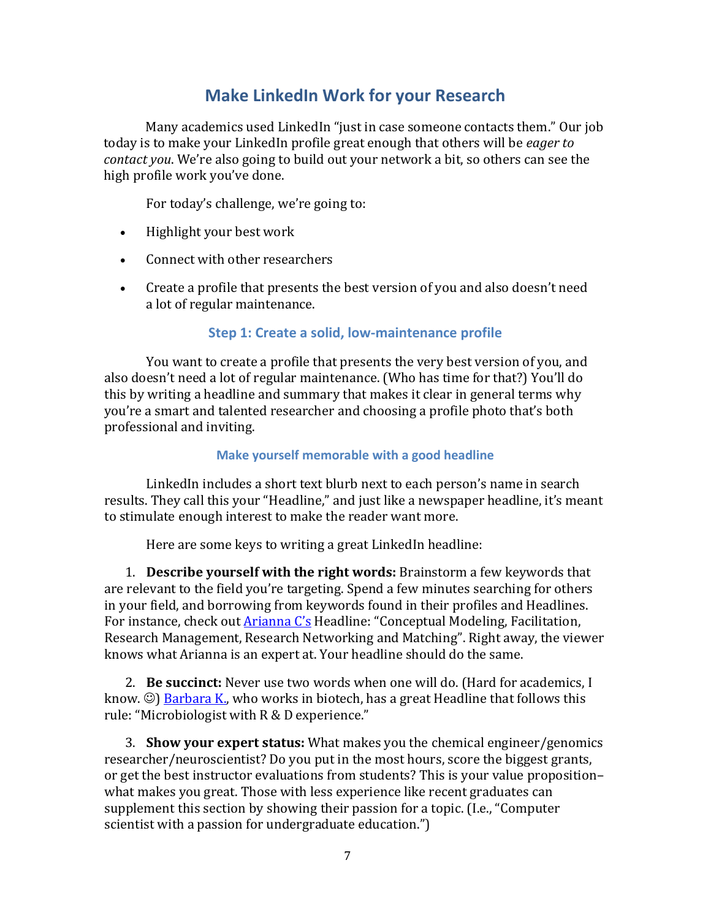## Make LinkedIn Work for your Research

Many academics used LinkedIn "just in case someone contacts them." Our job today is to make your LinkedIn profile great enough that others will be *eager to contact you*. We're also going to build out your network a bit, so others can see the high profile work you've done.

For today's challenge, we're going to:

- Highlight your best work
- Connect with other researchers
- Create a profile that presents the best version of you and also doesn't need a lot of regular maintenance.

### Step 1: Create a solid, low-maintenance profile

You want to create a profile that presents the very best version of you, and also doesn't need a lot of regular maintenance. (Who has time for that?) You'll do this by writing a headline and summary that makes it clear in general terms why you're a smart and talented researcher and choosing a profile photo that's both professional and inviting.

#### Make yourself memorable with a good headline

LinkedIn includes a short text blurb next to each person's name in search results. They call this your "Headline," and just like a newspaper headline, it's meant to stimulate enough interest to make the reader want more.

Here are some keys to writing a great LinkedIn headline:

1. **Describe yourself with the right words:** Brainstorm a few keywords that are relevant to the field you're targeting. Spend a few minutes searching for others in your field, and borrowing from keywords found in their profiles and Headlines. For instance, check out Arianna C's Headline: "Conceptual Modeling, Facilitation, Research Management, Research Networking and Matching". Right away, the viewer knows what Arianna is an expert at. Your headline should do the same.

2. **Be succinct:** Never use two words when one will do. (Hard for academics, I know. ☺) Barbara K., who works in biotech, has a great Headline that follows this rule: "Microbiologist with R & D experience."

3. **Show your expert status:** What makes you the chemical engineer/genomics researcher/neuroscientist? Do you put in the most hours, score the biggest grants, or get the best instructor evaluations from students? This is your value proposition–what makes you great. Those with less experience like recent graduates can supplement this section by showing their passion for a topic. (I.e., "Computer scientist with a passion for undergraduate education.")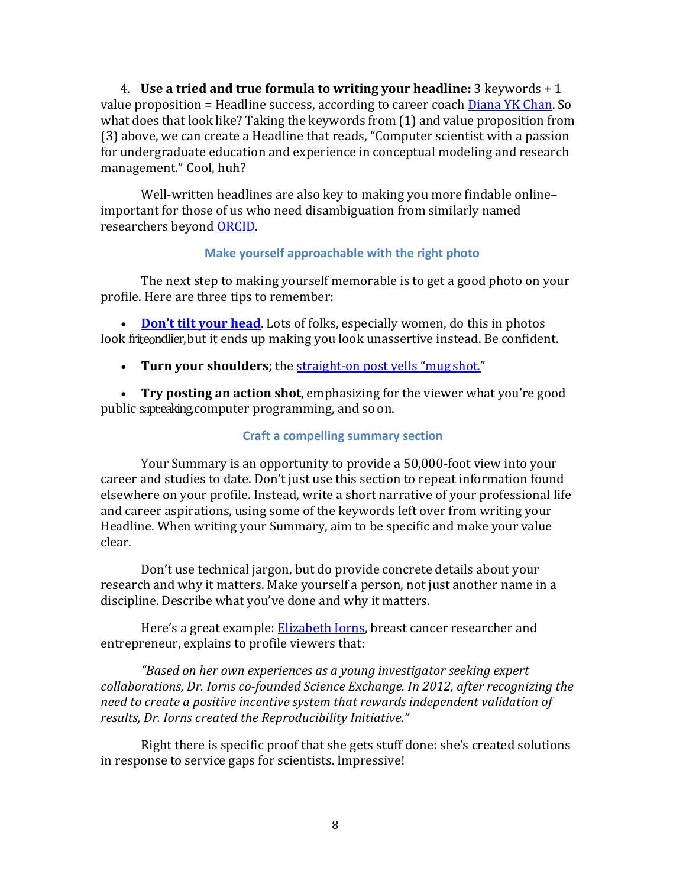4. **Use a tried and true formula to writing your headline:** 3 keywords + 1 value proposition = Headline success, according to career coach Diana YK Chan. So what does that look like? Taking the keywords from (1) and value proposition from (3) above, we can create a Headline that reads, "Computer scientist with a passion for undergraduate education and experience in conceptual modeling and research management." Cool, huh?

Well-written headlines are also key to making you more findable online–important for those of us who need disambiguation from similarly named researchers beyond ORCID.

### Make yourself approachable with the right photo

The next step to making yourself memorable is to get a good photo on your profile. Here are three tips to remember:

- **Don't tilt your head**. Lots of folks, especially women, do this in photos to look friendlier, but it ends up making you look unassertive instead. Be confident.
- **Turn your shoulders**; the straight-on post yells "mug shot."
- **Try posting an action shot**, emphasizing for the viewer what you're good at: public speaking, computer programming, and so on.

### Craft a compelling summary section

Your Summary is an opportunity to provide a 50,000-foot view into your career and studies to date. Don't just use this section to repeat information found elsewhere on your profile. Instead, write a short narrative of your professional life and career aspirations, using some of the keywords left over from writing your Headline. When writing your Summary, aim to be specific and make your value clear.

Don't use technical jargon, but do provide concrete details about your research and why it matters. Make yourself a person, not just another name in a discipline. Describe what you've done and why it matters.

Here's a great example: Elizabeth Iorns, breast cancer researcher and entrepreneur, explains to profile viewers that:

*"Based on her own experiences as a young investigator seeking expert collaborations, Dr. Iorns co-founded Science Exchange. In 2012, after recognizing the need to create a positive incentive system that rewards independent validation of results, Dr. Iorns created the Reproducibility Initiative."*

Right there is specific proof that she gets stuff done: she's created solutions in response to service gaps for scientists. Impressive!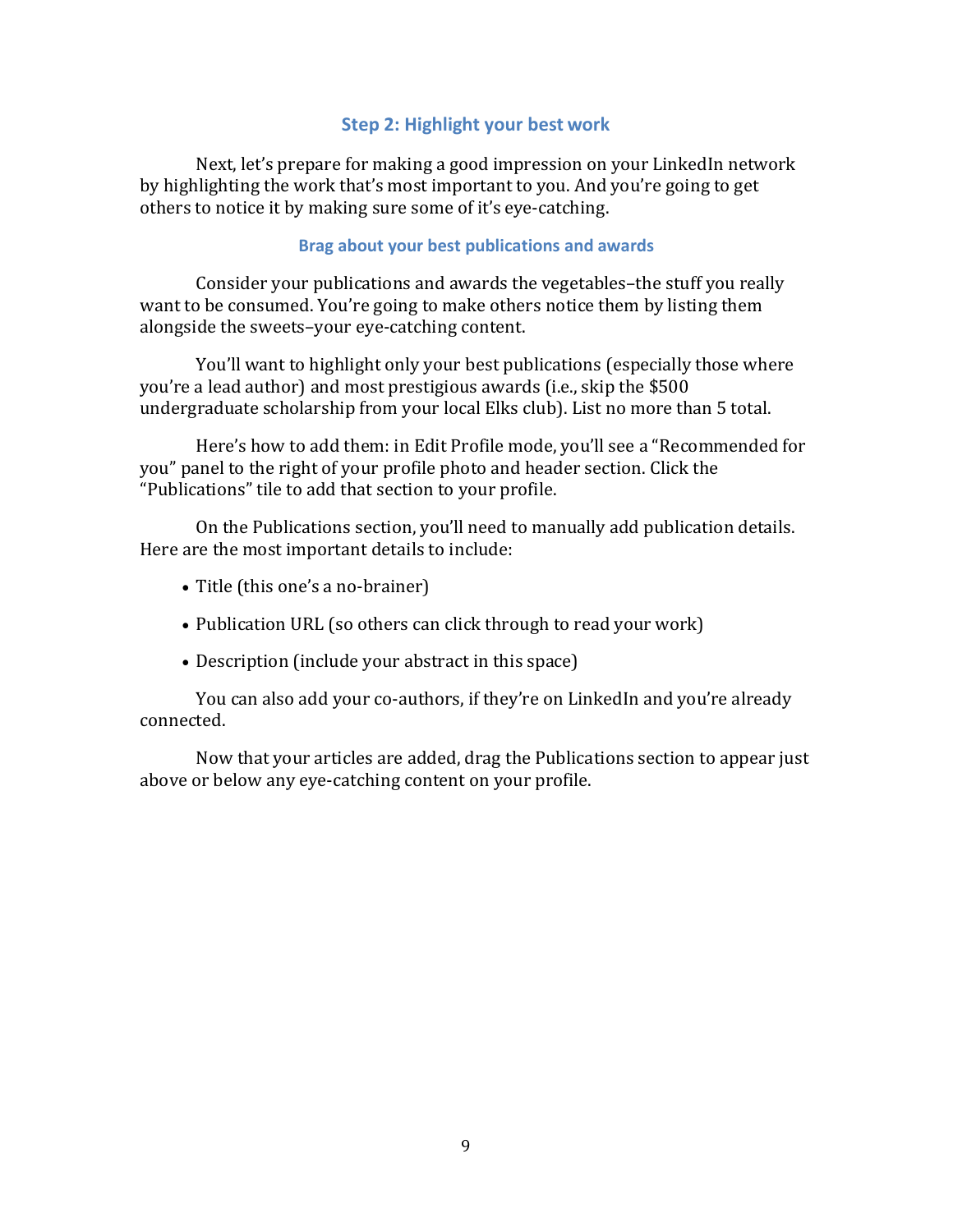## Step 2: Highlight your best work

Next, let's prepare for making a good impression on your LinkedIn network by highlighting the work that's most important to you. And you're going to get others to notice it by making sure some of it's eye-catching.

### Brag about your best publications and awards

Consider your publications and awards the vegetables–the stuff you really want to be consumed. You're going to make others notice them by listing them alongside the sweets–your eye-catching content.

You'll want to highlight only your best publications (especially those where you're a lead author) and most prestigious awards (i.e., skip the $500 undergraduate scholarship from your local Elks club). List no more than 5 total.

Here's how to add them: in Edit Profile mode, you'll see a "Recommended for you" panel to the right of your profile photo and header section. Click the "Publications" tile to add that section to your profile.

On the Publications section, you'll need to manually add publication details. Here are the most important details to include:

- Title (this one's a no-brainer)
- Publication URL (so others can click through to read your work)
- Description (include your abstract in this space)

You can also add your co-authors, if they're on LinkedIn and you're already connected.

Now that your articles are added, drag the Publications section to appear just above or below any eye-catching content on your profile.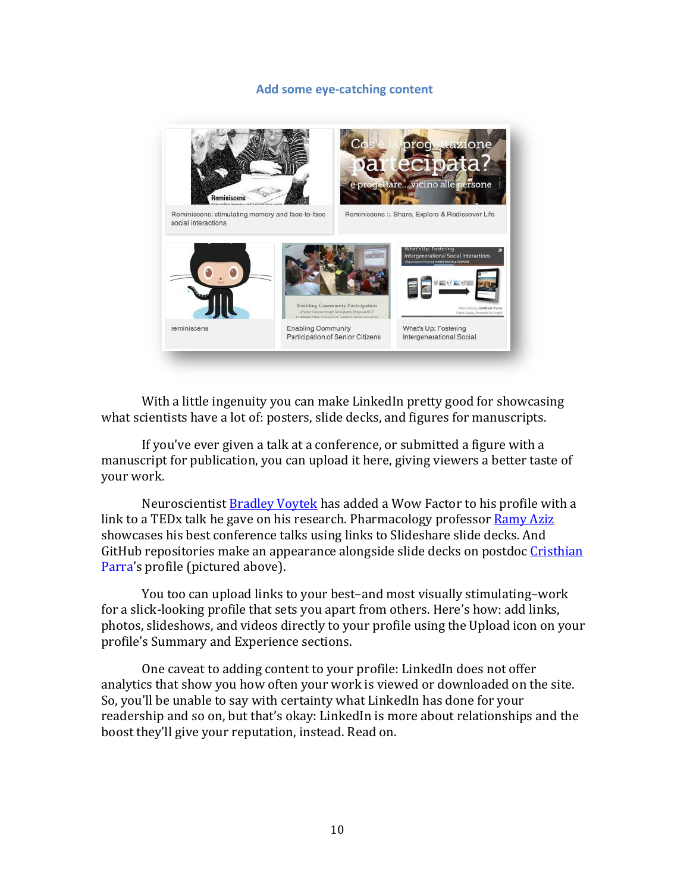## Add some eye-catching content

With a little ingenuity you can make LinkedIn pretty good for showcasing what scientists have a lot of: posters, slide decks, and figures for manuscripts.

If you've ever given a talk at a conference, or submitted a figure with a manuscript for publication, you can upload it here, giving viewers a better taste of your work.

Neuroscientist Bradley Voytek has added a Wow Factor to his profile with a link to a TEDx talk he gave on his research. Pharmacology professor Ramy Aziz showcases his best conference talks using links to Slideshare slide decks. And GitHub repositories make an appearance alongside slide decks on postdoc Cristhian Parra's profile (pictured above).

You too can upload links to your best–and most visually stimulating–work for a slick-looking profile that sets you apart from others. Here's how: add links, photos, slideshows, and videos directly to your profile using the Upload icon on your profile's Summary and Experience sections.

One caveat to adding content to your profile: LinkedIn does not offer analytics that show you how often your work is viewed or downloaded on the site. So, you'll be unable to say with certainty what LinkedIn has done for your readership and so on, but that's okay: LinkedIn is more about relationships and the boost they'll give your reputation, instead. Read on.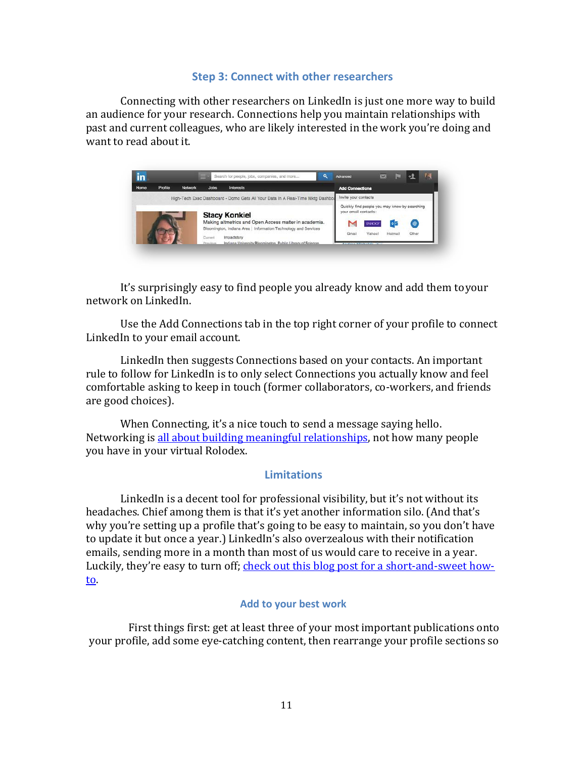### Step 3: Connect with other researchers

Connecting with other researchers on LinkedIn is just one more way to build an audience for your research. Connections help you maintain relationships with past and current colleagues, who are likely interested in the work you're doing and want to read about it.

It's surprisingly easy to find people you already know and add them to your network on LinkedIn.

Use the Add Connections tab in the top right corner of your profile to connect LinkedIn to your email account.

LinkedIn then suggests Connections based on your contacts. An important rule to follow for LinkedIn is to only select Connections you actually know and feel comfortable asking to keep in touch (former collaborators, co-workers, and friends are good choices).

When Connecting, it's a nice touch to send a message saying hello. Networking is [all about building meaningful relationships](), not how many people you have in your virtual Rolodex.

### Limitations

LinkedIn is a decent tool for professional visibility, but it's not without its headaches. Chief among them is that it's yet another information silo. (And that's why you're setting up a profile that's going to be easy to maintain, so you don't have to update it but once a year.) LinkedIn's also overzealous with their notification emails, sending more in a month than most of us would care to receive in a year. Luckily, they're easy to turn off; [check out this blog post for a short-and-sweet how-to]().

### Add to your best work

First things first: get at least three of your most important publications onto your profile, add some eye-catching content, then rearrange your profile sections so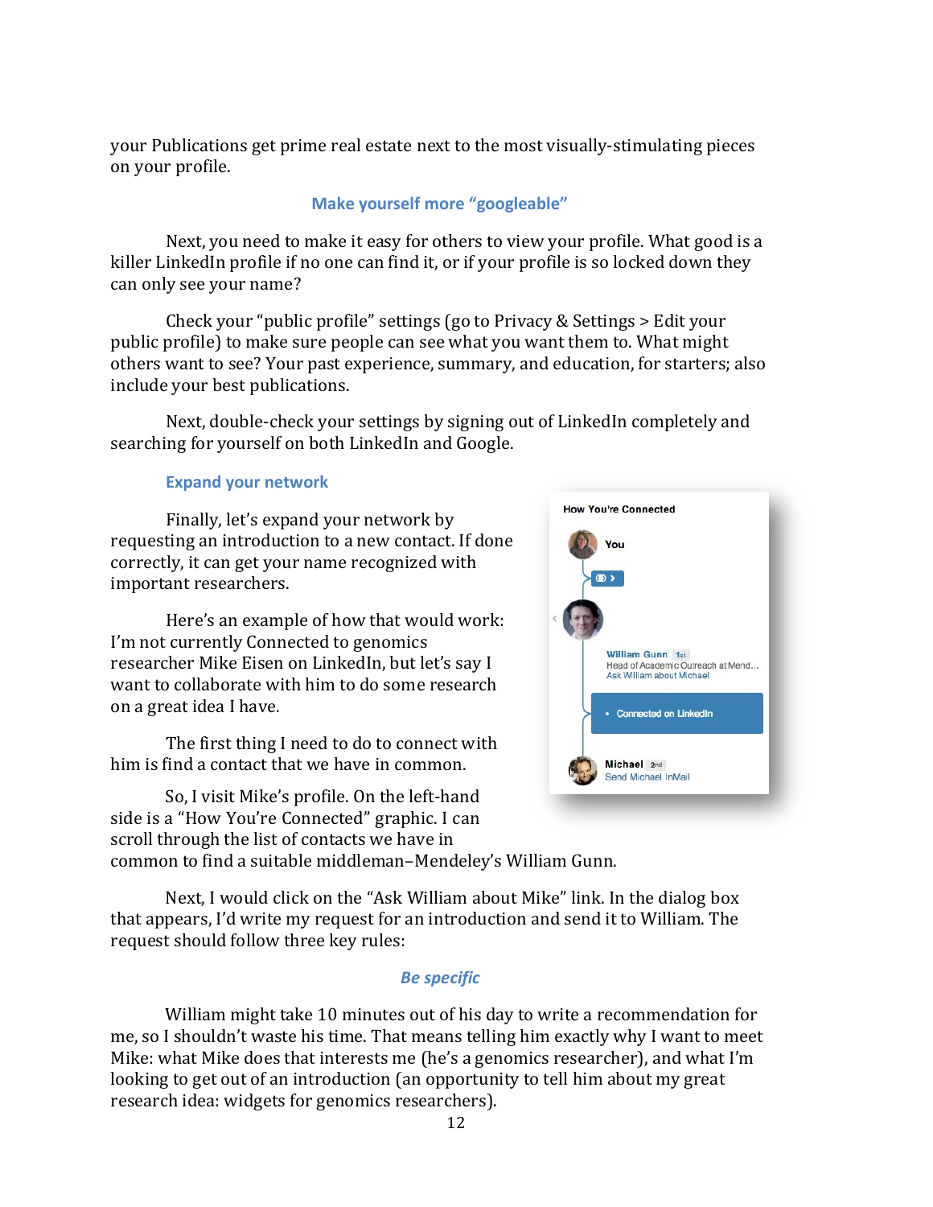your Publications get prime real estate next to the most visually-stimulating pieces on your profile.

### Make yourself more "googleable"

Next, you need to make it easy for others to view your profile. What good is a killer LinkedIn profile if no one can find it, or if your profile is so locked down they can only see your name?

Check your "public profile" settings (go to Privacy & Settings > Edit your public profile) to make sure people can see what you want them to. What might others want to see? Your past experience, summary, and education, for starters; also include your best publications.

Next, double-check your settings by signing out of LinkedIn completely and searching for yourself on both LinkedIn and Google.

### Expand your network

Finally, let's expand your network by requesting an introduction to a new contact. If done correctly, it can get your name recognized with important researchers.

Here's an example of how that would work: I'm not currently Connected to genomics researcher Mike Eisen on LinkedIn, but let's say I want to collaborate with him to do some research on a great idea I have.

The first thing I need to do to connect with him is find a contact that we have in common.

So, I visit Mike's profile. On the left-hand side is a "How You're Connected" graphic. I can scroll through the list of contacts we have in common to find a suitable middleman–Mendeley's William Gunn.

Next, I would click on the "Ask William about Mike" link. In the dialog box that appears, I'd write my request for an introduction and send it to William. The request should follow three key rules:

#### *Be specific*

William might take 10 minutes out of his day to write a recommendation for me, so I shouldn't waste his time. That means telling him exactly why I want to meet Mike: what Mike does that interests me (he's a genomics researcher), and what I'm looking to get out of an introduction (an opportunity to tell him about my great research idea: widgets for genomics researchers).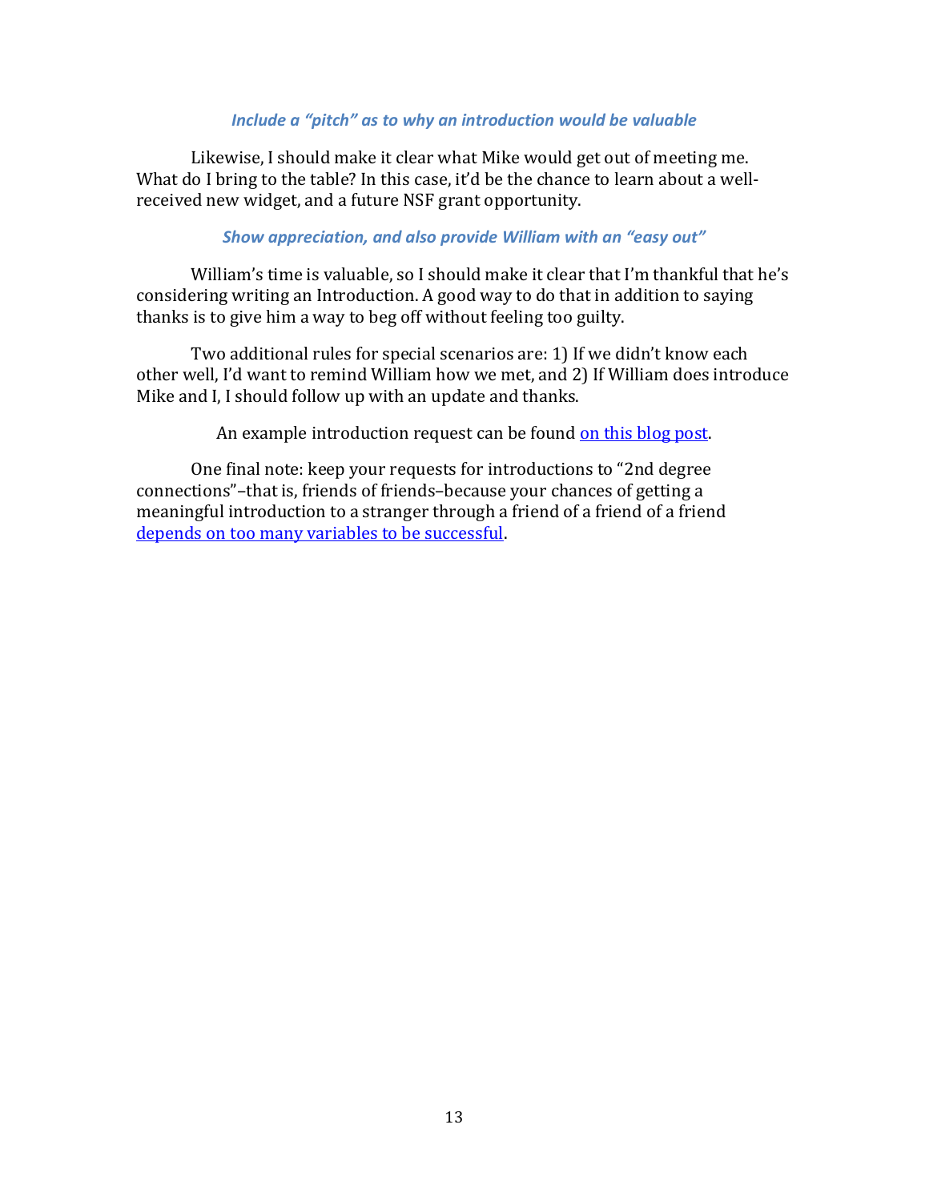### *Include a "pitch" as to why an introduction would be valuable*

Likewise, I should make it clear what Mike would get out of meeting me. What do I bring to the table? In this case, it'd be the chance to learn about a well-received new widget, and a future NSF grant opportunity.

### *Show appreciation, and also provide William with an "easy out"*

William's time is valuable, so I should make it clear that I'm thankful that he's considering writing an Introduction. A good way to do that in addition to saying thanks is to give him a way to beg off without feeling too guilty.

Two additional rules for special scenarios are: 1) If we didn't know each other well, I'd want to remind William how we met, and 2) If William does introduce Mike and I, I should follow up with an update and thanks.

An example introduction request can be found on this blog post.

One final note: keep your requests for introductions to "2nd degree connections"–that is, friends of friends–because your chances of getting a meaningful introduction to a stranger through a friend of a friend of a friend depends on too many variables to be successful.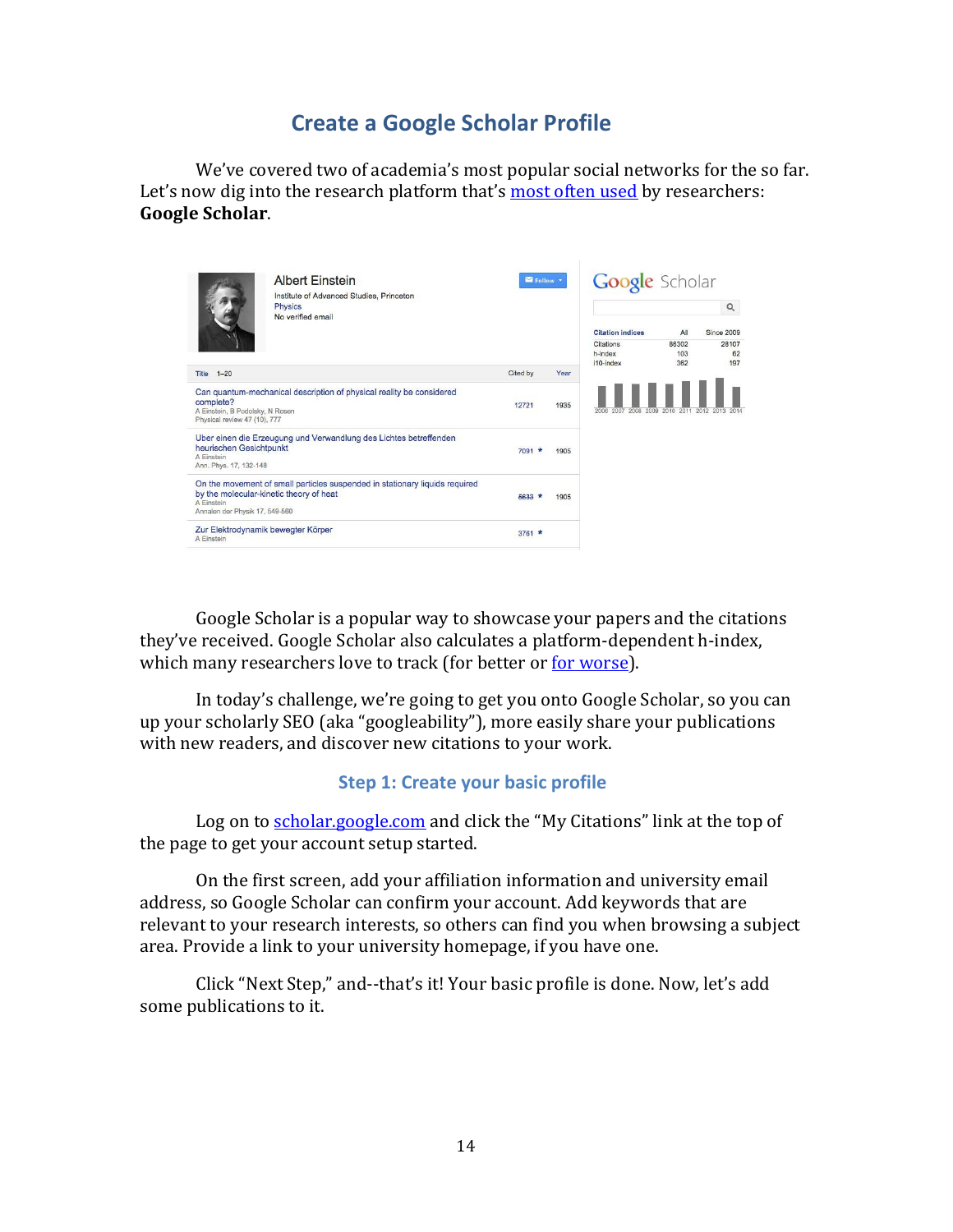## Create a Google Scholar Profile

We've covered two of academia's most popular social networks for the so far. Let's now dig into the research platform that's [most often used](#) by researchers: **Google Scholar**.

Google Scholar is a popular way to showcase your papers and the citations they've received. Google Scholar also calculates a platform-dependent h-index, which many researchers love to track (for better or [for worse](#)).

In today's challenge, we're going to get you onto Google Scholar, so you can up your scholarly SEO (aka "googleability"), more easily share your publications with new readers, and discover new citations to your work.

### Step 1: Create your basic profile

Log on to [scholar.google.com](#) and click the "My Citations" link at the top of the page to get your account setup started.

On the first screen, add your affiliation information and university email address, so Google Scholar can confirm your account. Add keywords that are relevant to your research interests, so others can find you when browsing a subject area. Provide a link to your university homepage, if you have one.

Click "Next Step," and--that's it! Your basic profile is done. Now, let's add some publications to it.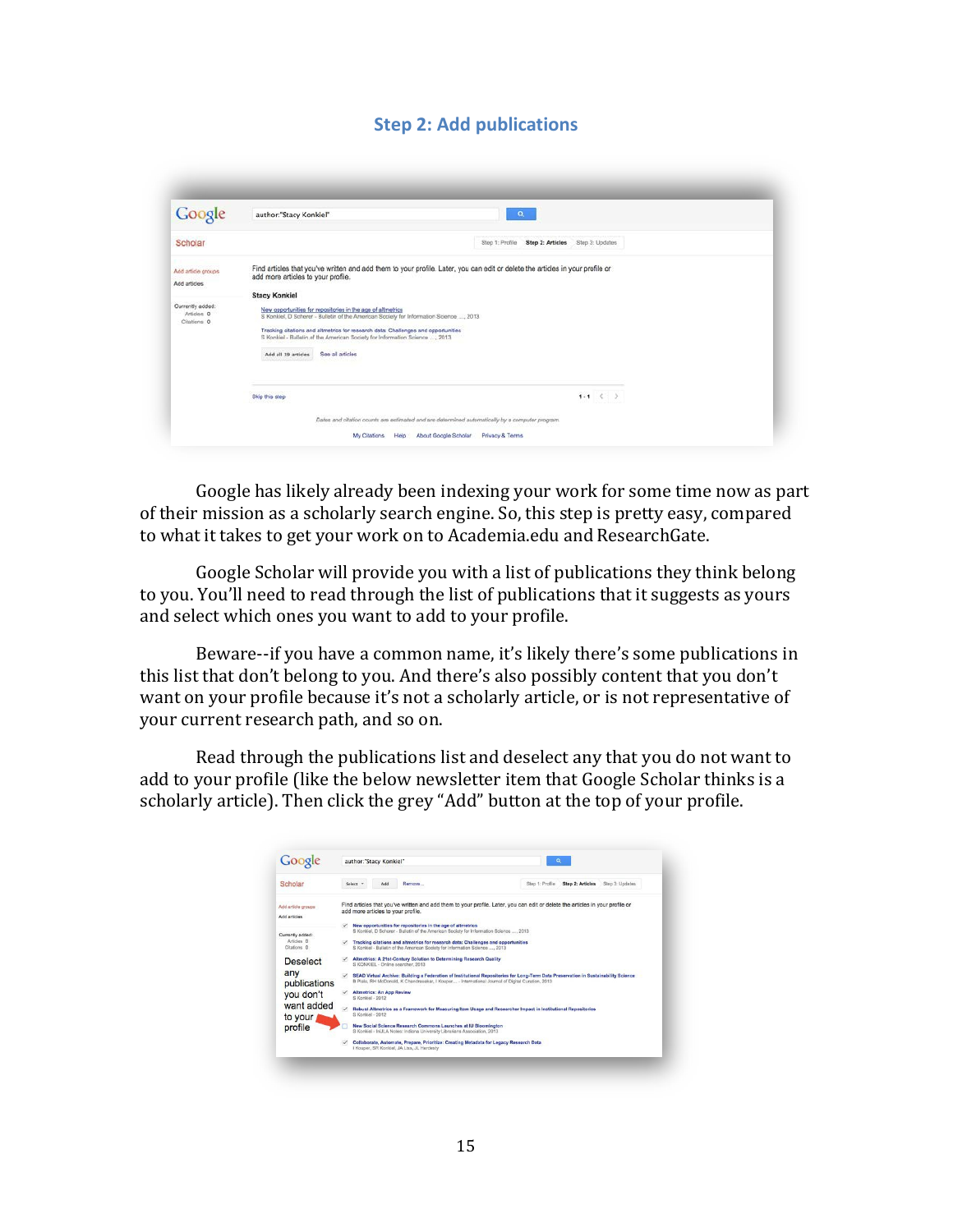## Step 2: Add publications

Google has likely already been indexing your work for some time now as part of their mission as a scholarly search engine. So, this step is pretty easy, compared to what it takes to get your work on to Academia.edu and ResearchGate.

Google Scholar will provide you with a list of publications they think belong to you. You'll need to read through the list of publications that it suggests as yours and select which ones you want to add to your profile.

Beware--if you have a common name, it's likely there's some publications in this list that don't belong to you. And there's also possibly content that you don't want on your profile because it's not a scholarly article, or is not representative of your current research path, and so on.

Read through the publications list and deselect any that you do not want to add to your profile (like the below newsletter item that Google Scholar thinks is a scholarly article). Then click the grey "Add" button at the top of your profile.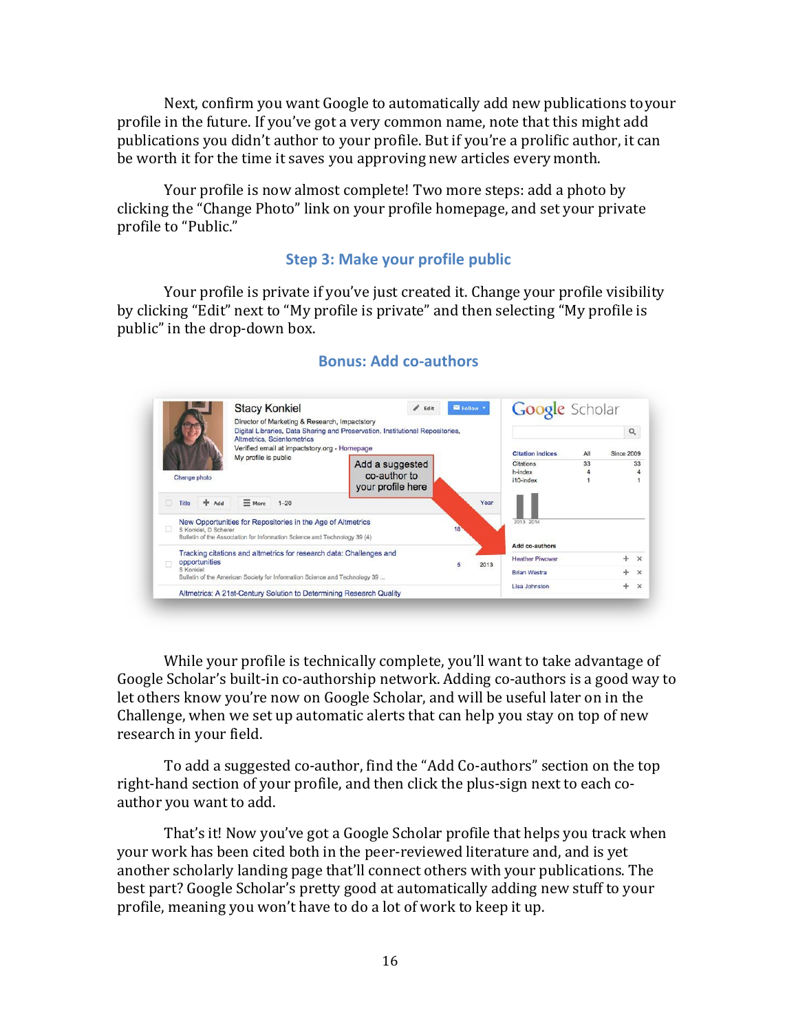Next, confirm you want Google to automatically add new publications to your profile in the future. If you've got a very common name, note that this might add publications you didn't author to your profile. But if you're a prolific author, it can be worth it for the time it saves you approving new articles every month.

Your profile is now almost complete! Two more steps: add a photo by clicking the "Change Photo" link on your profile homepage, and set your private profile to "Public."

### Step 3: Make your profile public

Your profile is private if you've just created it. Change your profile visibility by clicking "Edit" next to "My profile is private" and then selecting "My profile is public" in the drop-down box.

### Bonus: Add co-authors

While your profile is technically complete, you'll want to take advantage of Google Scholar's built-in co-authorship network. Adding co-authors is a good way to let others know you're now on Google Scholar, and will be useful later on in the Challenge, when we set up automatic alerts that can help you stay on top of new research in your field.

To add a suggested co-author, find the "Add Co-authors" section on the top right-hand section of your profile, and then click the plus-sign next to each co-author you want to add.

That's it! Now you've got a Google Scholar profile that helps you track when your work has been cited both in the peer-reviewed literature and, and is yet another scholarly landing page that'll connect others with your publications. The best part? Google Scholar's pretty good at automatically adding new stuff to your profile, meaning you won't have to do a lot of work to keep it up.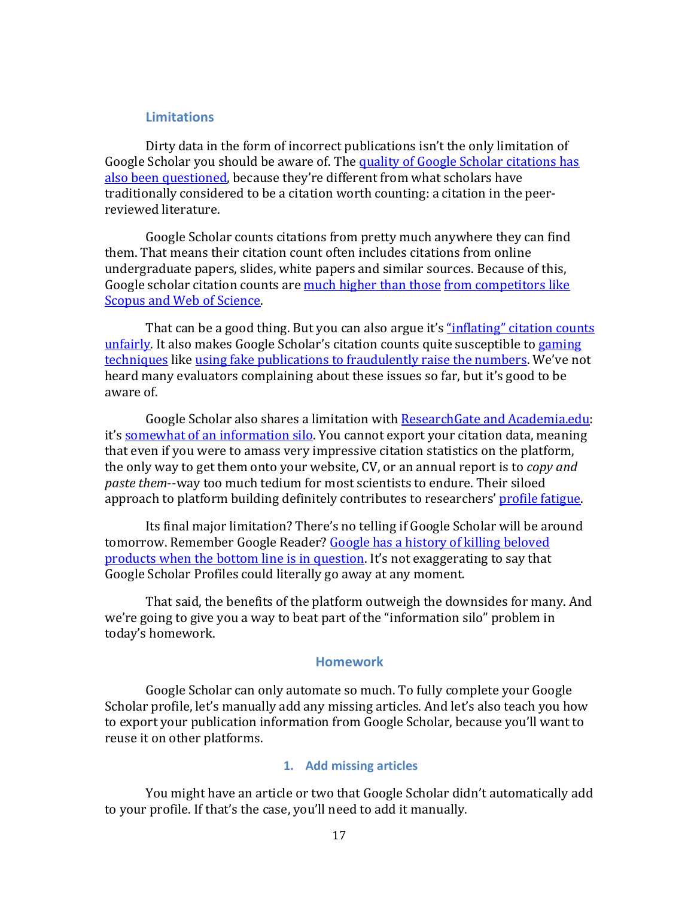### Limitations

Dirty data in the form of incorrect publications isn't the only limitation of Google Scholar you should be aware of. The quality of Google Scholar citations has also been questioned, because they're different from what scholars have traditionally considered to be a citation worth counting: a citation in the peer-reviewed literature.

Google Scholar counts citations from pretty much anywhere they can find them. That means their citation count often includes citations from online undergraduate papers, slides, white papers and similar sources. Because of this, Google scholar citation counts are much higher than those from competitors like Scopus and Web of Science.

That can be a good thing. But you can also argue it's "inflating" citation counts unfairly. It also makes Google Scholar's citation counts quite susceptible to gaming techniques like using fake publications to fraudulently raise the numbers. We've not heard many evaluators complaining about these issues so far, but it's good to be aware of.

Google Scholar also shares a limitation with ResearchGate and Academia.edu: it's somewhat of an information silo. You cannot export your citation data, meaning that even if you were to amass very impressive citation statistics on the platform, the only way to get them onto your website, CV, or an annual report is to *copy and paste them*--way too much tedium for most scientists to endure. Their siloed approach to platform building definitely contributes to researchers' profile fatigue.

Its final major limitation? There's no telling if Google Scholar will be around tomorrow. Remember Google Reader? Google has a history of killing beloved products when the bottom line is in question. It's not exaggerating to say that Google Scholar Profiles could literally go away at any moment.

That said, the benefits of the platform outweigh the downsides for many. And we're going to give you a way to beat part of the "information silo" problem in today's homework.

### Homework

Google Scholar can only automate so much. To fully complete your Google Scholar profile, let's manually add any missing articles. And let's also teach you how to export your publication information from Google Scholar, because you'll want to reuse it on other platforms.

#### 1. Add missing articles

You might have an article or two that Google Scholar didn't automatically add to your profile. If that's the case, you'll need to add it manually.